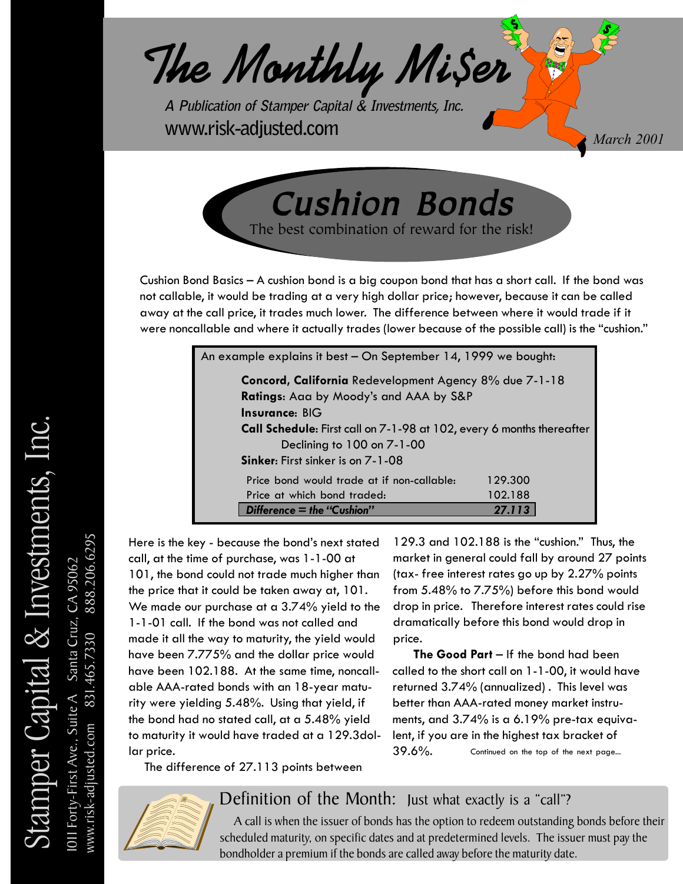# The Monthly Mi$er

*A Publication of Stamper Capital & Investments, Inc.*

www.risk-adjusted.com

*March 2001*

Stamper Capital & Investments, Inc.

1011 Forty-First Ave., Suite A Santa Cruz, CA 95062

www.risk-adjusted.com 831.465.7330 888.206.6295

## Cushion Bonds

The best combination of reward for the risk!

Cushion Bond Basics – A cushion bond is a big coupon bond that has a short call. If the bond was not callable, it would be trading at a very high dollar price; however, because it can be called away at the call price, it trades much lower. The difference between where it would trade if it were noncallable and where it actually trades (lower because of the possible call) is the "cushion."

An example explains it best – On September 14, 1999 we bought:

**Concord**, **California** Redevelopment Agency 8% due 7-1-18
**Ratings**: Aaa by Moody's and AAA by S&P
**Insurance**: BIG
**Call Schedule**: First call on 7-1-98 at 102, every 6 months thereafter Declining to 100 on 7-1-00
**Sinker**: First sinker is on 7-1-08

| | |
|---|---|
| Price bond would trade at if non-callable: | 129.300 |
| Price at which bond traded: | 102.188 |
| ***Difference = the "Cushion"*** | ***27.113*** |

Here is the key - because the bond's next stated call, at the time of purchase, was 1-1-00 at 101, the bond could not trade much higher than the price that it could be taken away at, 101. We made our purchase at a 3.74% yield to the 1-1-01 call. If the bond was not called and made it all the way to maturity, the yield would have been 7.775% and the dollar price would have been 102.188. At the same time, noncallable AAA-rated bonds with an 18-year maturity were yielding 5.48%. Using that yield, if the bond had no stated call, at a 5.48% yield to maturity it would have traded at a 129.3dollar price.

The difference of 27.113 points between 129.3 and 102.188 is the "cushion." Thus, the market in general could fall by around 27 points (tax- free interest rates go up by 2.27% points from 5.48% to 7.75%) before this bond would drop in price. Therefore interest rates could rise dramatically before this bond would drop in price.

**The Good Part** – If the bond had been called to the short call on 1-1-00, it would have returned 3.74% (annualized) . This level was better than AAA-rated money market instruments, and 3.74% is a 6.19% pre-tax equivalent, if you are in the highest tax bracket of 39.6%. Continued on the top of the next page...

## Definition of the Month: Just what exactly is a "call"?

A call is when the issuer of bonds has the option to redeem outstanding bonds before their scheduled maturity, on specific dates and at predetermined levels. The issuer must pay the bondholder a premium if the bonds are called away before the maturity date.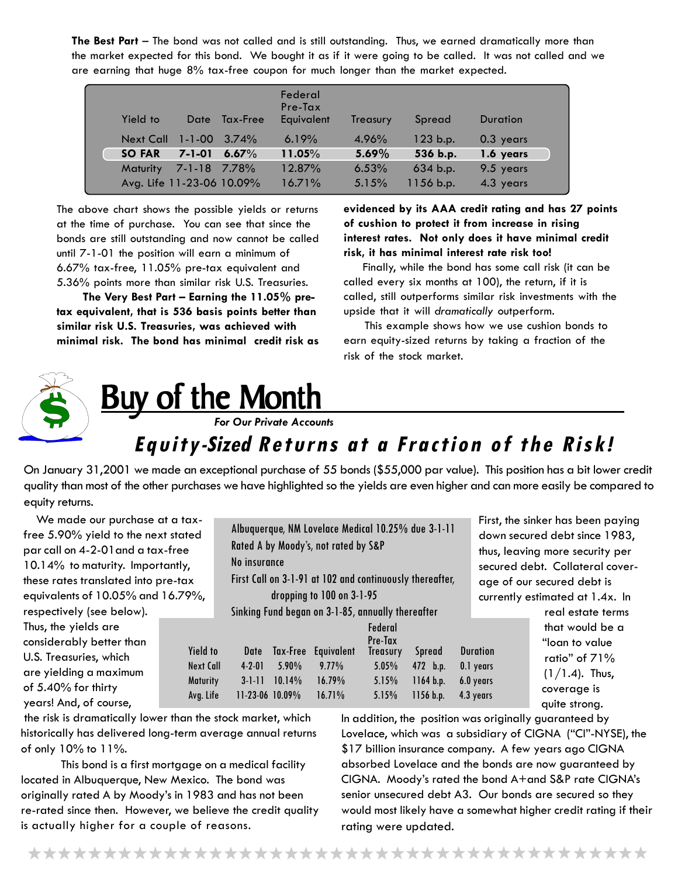**The Best Part** – The bond was not called and is still outstanding. Thus, we earned dramatically more than the market expected for this bond. We bought it as if it were going to be called. It was not called and we are earning that huge 8% tax-free coupon for much longer than the market expected.

| Yield to | Date | Tax-Free | Federal Pre-Tax Equivalent | Treasury | Spread | Duration |
|---|---|---|---|---|---|---|
| Next Call | 1-1-00 | 3.74% | 6.19% | 4.96% | 123 b.p. | 0.3 years |
| **SO FAR** | **7-1-01** | **6.67%** | **11.05%** | **5.69%** | **536 b.p.** | **1.6 years** |
| Maturity | 7-1-18 | 7.78% | 12.87% | 6.53% | 634 b.p. | 9.5 years |
| Avg. Life | 11-23-06 | 10.09% | 16.71% | 5.15% | 1156 b.p. | 4.3 years |

The above chart shows the possible yields or returns at the time of purchase. You can see that since the bonds are still outstanding and now cannot be called until 7-1-01 the position will earn a minimum of 6.67% tax-free, 11.05% pre-tax equivalent and 5.36% points more than similar risk U.S. Treasuries.

**The Very Best Part – Earning the 11.05% pre-tax equivalent, that is 536 basis points better than similar risk U.S. Treasuries, was achieved with minimal risk. The bond has minimal credit risk as evidenced by its AAA credit rating and has 27 points of cushion to protect it from increase in rising interest rates. Not only does it have minimal credit risk, it has minimal interest rate risk too!**

Finally, while the bond has some call risk (it can be called every six months at 100), the return, if it is called, still outperforms similar risk investments with the upside that it will *dramatically* outperform.

This example shows how we use cushion bonds to earn equity-sized returns by taking a fraction of the risk of the stock market.

# Buy of the Month

***For Our Private Accounts***

## *Equity-Sized Returns at a Fraction of the Risk!*

On January 31,2001 we made an exceptional purchase of 55 bonds ($55,000 par value). This position has a bit lower credit quality than most of the other purchases we have highlighted so the yields are even higher and can more easily be compared to equity returns.

We made our purchase at a tax-free 5.90% yield to the next stated par call on 4-2-01and a tax-free 10.14% to maturity. Importantly, these rates translated into pre-tax equivalents of 10.05% and 16.79%, respectively (see below). Thus, the yields are considerably better than U.S. Treasuries, which are yielding a maximum of 5.40% for thirty years! And, of course, the risk is dramatically lower than the stock market, which historically has delivered long-term average annual returns of only 10% to 11%.

Albuquerque, NM Lovelace Medical 10.25% due 3-1-11
Rated A by Moody's, not rated by S&P
No insurance
First Call on 3-1-91 at 102 and continuously thereafter, dropping to 100 on 3-1-95
Sinking Fund began on 3-1-85, annually thereafter

| Yield to | Date | Tax-Free | Federal Pre-Tax Equivalent | Treasury | Spread | Duration |
|---|---|---|---|---|---|---|
| Next Call | 4-2-01 | 5.90% | 9.77% | 5.05% | 472 b.p. | 0.1 years |
| Maturity | 3-1-11 | 10.14% | 16.79% | 5.15% | 1164 b.p. | 6.0 years |
| Avg. Life | 11-23-06 | 10.09% | 16.71% | 5.15% | 1156 b.p. | 4.3 years |

This bond is a first mortgage on a medical facility located in Albuquerque, New Mexico. The bond was originally rated A by Moody's in 1983 and has not been re-rated since then. However, we believe the credit quality is actually higher for a couple of reasons.

First, the sinker has been paying down secured debt since 1983, thus, leaving more security per secured debt. Collateral coverage of our secured debt is currently estimated at 1.4x. In real estate terms that would be a "loan to value ratio" of 71% (1/1.4). Thus, coverage is quite strong.

In addition, the position was originally guaranteed by Lovelace, which was a subsidiary of CIGNA ("CI"-NYSE), the $17 billion insurance company. A few years ago CIGNA absorbed Lovelace and the bonds are now guaranteed by CIGNA. Moody's rated the bond A+and S&P rate CIGNA's senior unsecured debt A3. Our bonds are secured so they would most likely have a somewhat higher credit rating if their rating were updated.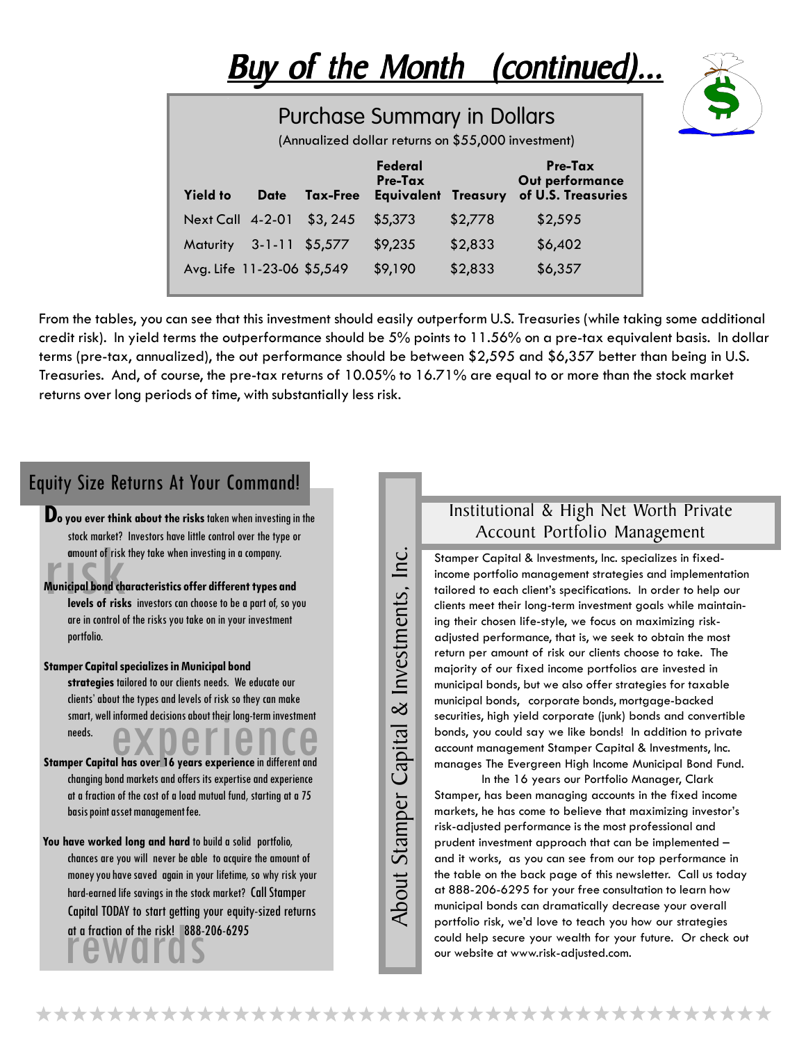# Buy of the Month (continued)...

## Purchase Summary in Dollars

(Annualized dollar returns on $55,000 investment)

| Yield to | Date | Tax-Free | Federal Pre-Tax Equivalent | Treasury | Pre-Tax Out performance of U.S. Treasuries |
|---|---|---|---|---|---|
| Next Call | 4-2-01 | $3, 245 | $5,373 | $2,778 | $2,595 |
| Maturity | 3-1-11 | $5,577 | $9,235 | $2,833 | $6,402 |
| Avg. Life | 11-23-06 | $5,549 | $9,190 | $2,833 | $6,357 |

From the tables, you can see that this investment should easily outperform U.S. Treasuries (while taking some additional credit risk). In yield terms the outperformance should be 5% points to 11.56% on a pre-tax equivalent basis. In dollar terms (pre-tax, annualized), the out performance should be between $2,595 and $6,357 better than being in U.S. Treasuries. And, of course, the pre-tax returns of 10.05% to 16.71% are equal to or more than the stock market returns over long periods of time, with substantially less risk.

## Equity Size Returns At Your Command!

**Do you ever think about the risks** taken when investing in the stock market? Investors have little control over the type or amount of risk they take when investing in a company.

risk

**Municipal bond characteristics offer different types and levels of risks** investors can choose to be a part of, so you are in control of the risks you take on in your investment portfolio.

**Stamper Capital specializes in Municipal bond strategies** tailored to our clients needs. We educate our clients' about the types and levels of risk so they can make smart, well informed decisions about their long-term investment needs.

experience

**Stamper Capital has over 16 years experience** in different and changing bond markets and offers its expertise and experience at a fraction of the cost of a load mutual fund, starting at a 75 basis point asset management fee.

**You have worked long and hard** to build a solid portfolio, chances are you will never be able to acquire the amount of money you have saved again in your lifetime, so why risk your hard-earned life savings in the stock market? Call Stamper Capital TODAY to start getting your equity-sized returns at a fraction of the risk! 888-206-6295

rewards

## About Stamper Capital & Investments, Inc.

### Institutional & High Net Worth Private Account Portfolio Management

Stamper Capital & Investments, Inc. specializes in fixed-income portfolio management strategies and implementation tailored to each client's specifications. In order to help our clients meet their long-term investment goals while maintaining their chosen life-style, we focus on maximizing risk-adjusted performance, that is, we seek to obtain the most return per amount of risk our clients choose to take. The majority of our fixed income portfolios are invested in municipal bonds, but we also offer strategies for taxable municipal bonds, corporate bonds, mortgage-backed securities, high yield corporate (junk) bonds and convertible bonds, you could say we like bonds! In addition to private account management Stamper Capital & Investments, Inc. manages The Evergreen High Income Municipal Bond Fund.

In the 16 years our Portfolio Manager, Clark Stamper, has been managing accounts in the fixed income markets, he has come to believe that maximizing investor's risk-adjusted performance is the most professional and prudent investment approach that can be implemented – and it works, as you can see from our top performance in the table on the back page of this newsletter. Call us today at 888-206-6295 for your free consultation to learn how municipal bonds can dramatically decrease your overall portfolio risk, we'd love to teach you how our strategies could help secure your wealth for your future. Or check out our website at www.risk-adjusted.com.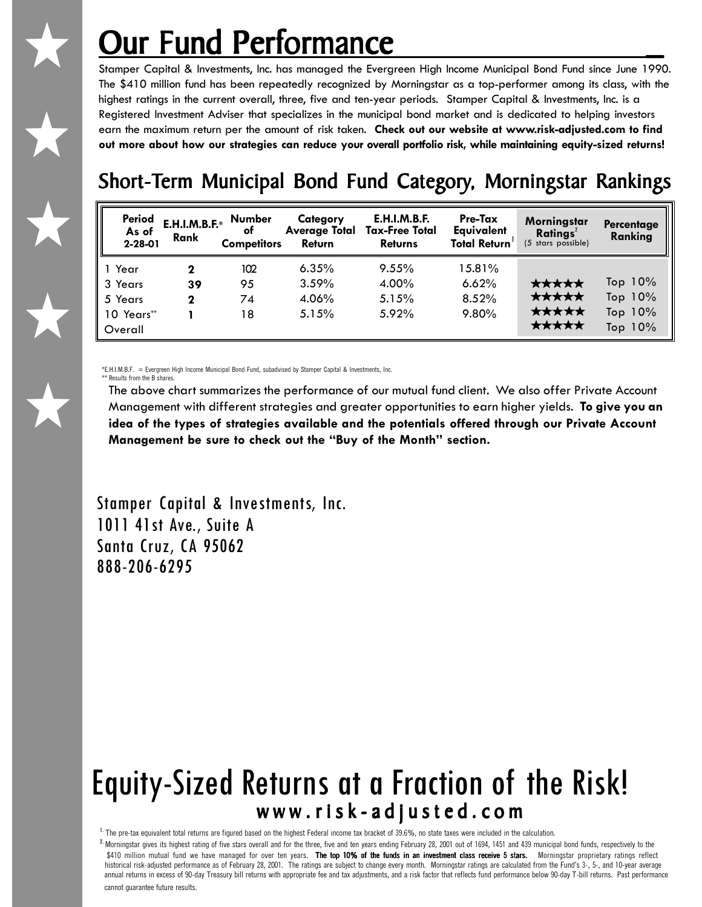# Our Fund Performance

Stamper Capital & Investments, Inc. has managed the Evergreen High Income Municipal Bond Fund since June 1990. The $410 million fund has been repeatedly recognized by Morningstar as a top-performer among its class, with the highest ratings in the current overall, three, five and ten-year periods. Stamper Capital & Investments, Inc. is a Registered Investment Adviser that specializes in the municipal bond market and is dedicated to helping investors earn the maximum return per the amount of risk taken. **Check out our website at www.risk-adjusted.com to find out more about how our strategies can reduce your overall portfolio risk, while maintaining equity-sized returns!**

## Short-Term Municipal Bond Fund Category, Morningstar Rankings

| Period As of 2-28-01 | E.H.I.M.B.F.* Rank | Number of Competitors | Category Average Total Return | E.H.I.M.B.F. Tax-Free Total Returns | Pre-Tax Equivalent Total Return[1] | Morningstar Ratings[2] (5 stars possible) | Percentage Ranking |
|---|---|---|---|---|---|---|---|
| 1 Year | **2** | 102 | 6.35% | 9.55% | 15.81% | | |
| 3 Years | **39** | 95 | 3.59% | 4.00% | 6.62% | ★★★★★ | Top 10% |
| 5 Years | **2** | 74 | 4.06% | 5.15% | 8.52% | ★★★★★ | Top 10% |
| 10 Years** | **1** | 18 | 5.15% | 5.92% | 9.80% | ★★★★★ | Top 10% |
| Overall | | | | | | ★★★★★ | Top 10% |

*E.H.I.M.B.F. = Evergreen High Income Municipal Bond Fund, subadvised by Stamper Capital & Investments, Inc.
** Results from the B shares.

The above chart summarizes the performance of our mutual fund client. We also offer Private Account Management with different strategies and greater opportunities to earn higher yields. **To give you an idea of the types of strategies available and the potentials offered through our Private Account Management be sure to check out the "Buy of the Month" section.**

Stamper Capital & Investments, Inc.
1011 41st Ave., Suite A
Santa Cruz, CA 95062
888-206-6295

# Equity-Sized Returns at a Fraction of the Risk!

**www.risk-adjusted.com**

[1] The pre-tax equivalent total returns are figured based on the highest Federal income tax bracket of 39.6%, no state taxes were included in the calculation.

[2] Morningstar gives its highest rating of five stars overall and for the three, five and ten years ending February 28, 2001 out of 1694, 1451 and 439 municipal bond funds, respectively to the $410 million mutual fund we have managed for over ten years. **The top 10% of the funds in an investment class receive 5 stars.** Morningstar proprietary ratings reflect historical risk-adjusted performance as of February 28, 2001. The ratings are subject to change every month. Morningstar ratings are calculated from the Fund's 3-, 5-, and 10-year average annual returns in excess of 90-day Treasury bill returns with appropriate fee and tax adjustments, and a risk factor that reflects fund performance below 90-day T-bill returns. Past performance cannot guarantee future results.